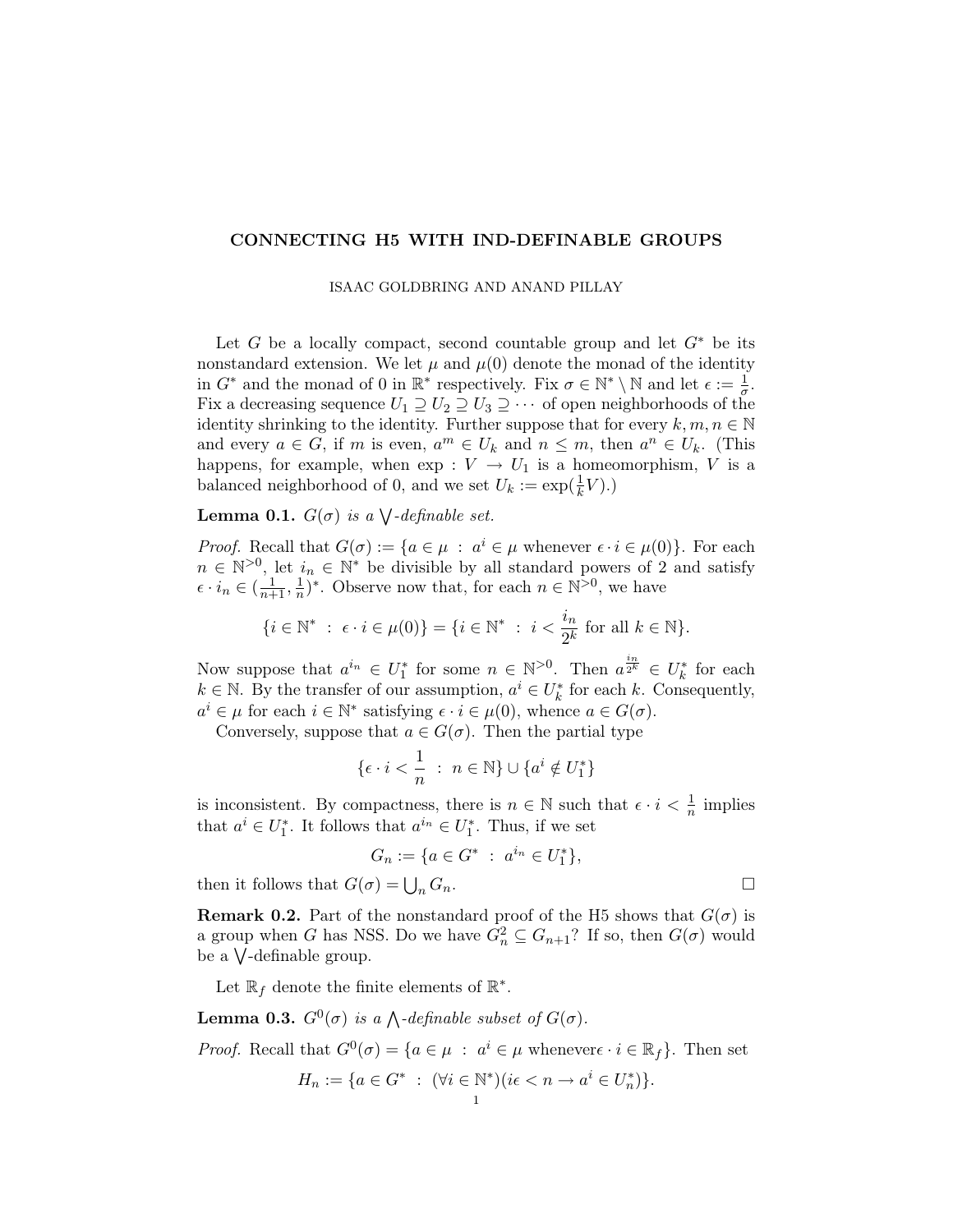# CONNECTING H5 WITH IND-DEFINABLE GROUPS

ISAAC GOLDBRING AND ANAND PILLAY

Let $G$ be a locally compact, second countable group and let $G^*$ be its nonstandard extension. We let $\mu$ and $\mu(0)$ denote the monad of the identity in $G^*$ and the monad of 0 in $\mathbb{R}^*$ respectively. Fix $\sigma \in \mathbb{N}^* \setminus \mathbb{N}$ and let $\epsilon := \frac{1}{\sigma}$. Fix a decreasing sequence $U_1 \supseteq U_2 \supseteq U_3 \supseteq \cdots$ of open neighborhoods of the identity shrinking to the identity. Further suppose that for every $k, m, n \in \mathbb{N}$ and every $a \in G$, if $m$ is even, $a^m \in U_k$ and $n \leq m$, then $a^n \in U_k$. (This happens, for example, when $\exp : V \to U_1$ is a homeomorphism, $V$ is a balanced neighborhood of 0, and we set $U_k := \exp(\frac{1}{k}V)$.)

**Lemma 0.1.** *$G(\sigma)$ is a $\bigvee$-definable set.*

*Proof.* Recall that $G(\sigma) := \{a \in \mu \ : \ a^i \in \mu \text{ whenever } \epsilon \cdot i \in \mu(0)\}$. For each $n \in \mathbb{N}^{>0}$, let $i_n \in \mathbb{N}^*$ be divisible by all standard powers of 2 and satisfy $\epsilon \cdot i_n \in (\frac{1}{n+1}, \frac{1}{n})^*$. Observe now that, for each $n \in \mathbb{N}^{>0}$, we have

$$\{i \in \mathbb{N}^* \ : \ \epsilon \cdot i \in \mu(0)\} = \{i \in \mathbb{N}^* \ : \ i < \frac{i_n}{2^k} \text{ for all } k \in \mathbb{N}\}.$$

Now suppose that $a^{i_n} \in U_1^*$ for some $n \in \mathbb{N}^{>0}$. Then $a^{\frac{i_n}{2^k}} \in U_k^*$ for each $k \in \mathbb{N}$. By the transfer of our assumption, $a^i \in U_k^*$ for each $k$. Consequently, $a^i \in \mu$ for each $i \in \mathbb{N}^*$ satisfying $\epsilon \cdot i \in \mu(0)$, whence $a \in G(\sigma)$.

Conversely, suppose that $a \in G(\sigma)$. Then the partial type

$$\{\epsilon \cdot i < \frac{1}{n} \ : \ n \in \mathbb{N}\} \cup \{a^i \notin U_1^*\}$$

is inconsistent. By compactness, there is $n \in \mathbb{N}$ such that $\epsilon \cdot i < \frac{1}{n}$ implies that $a^i \in U_1^*$. It follows that $a^{i_n} \in U_1^*$. Thus, if we set

$$G_n := \{a \in G^* \ : \ a^{i_n} \in U_1^*\},$$

then it follows that $G(\sigma) = \bigcup_n G_n$. $\square$

**Remark 0.2.** Part of the nonstandard proof of the H5 shows that $G(\sigma)$ is a group when $G$ has NSS. Do we have $G_n^2 \subseteq G_{n+1}$? If so, then $G(\sigma)$ would be a $\bigvee$-definable group.

Let $\mathbb{R}_f$ denote the finite elements of $\mathbb{R}^*$.

**Lemma 0.3.** *$G^0(\sigma)$ is a $\bigwedge$-definable subset of $G(\sigma)$.*

*Proof.* Recall that $G^0(\sigma) = \{a \in \mu \ : \ a^i \in \mu \text{ whenever} \epsilon \cdot i \in \mathbb{R}_f\}$. Then set

$$H_n := \{a \in G^* \ : \ (\forall i \in \mathbb{N}^*)(i\epsilon < n \to a^i \in U_n^*)\}.$$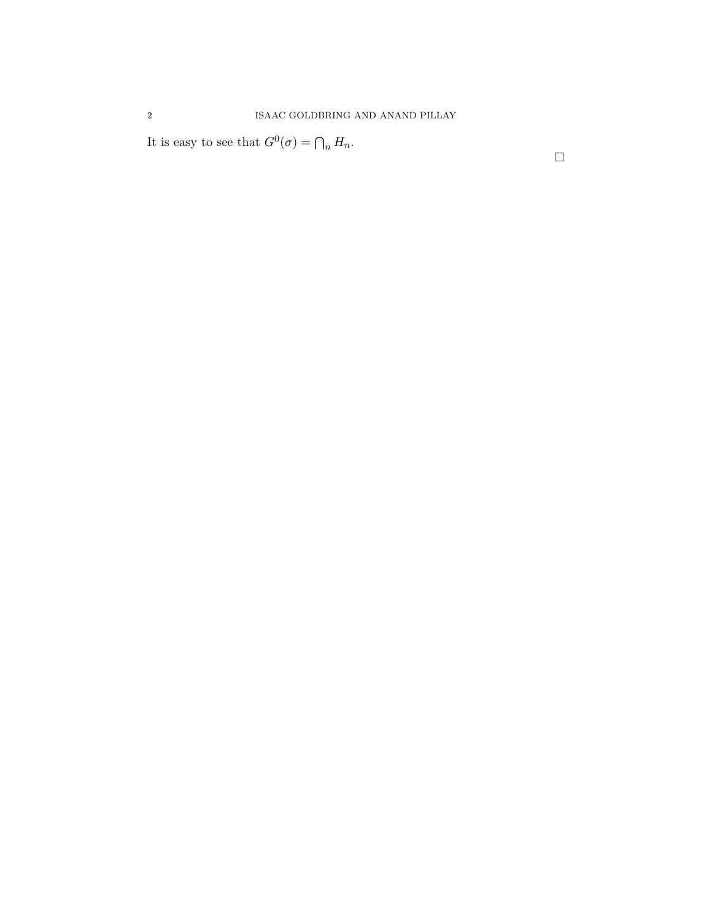It is easy to see that $G^0(\sigma) = \bigcap_n H_n$.

□